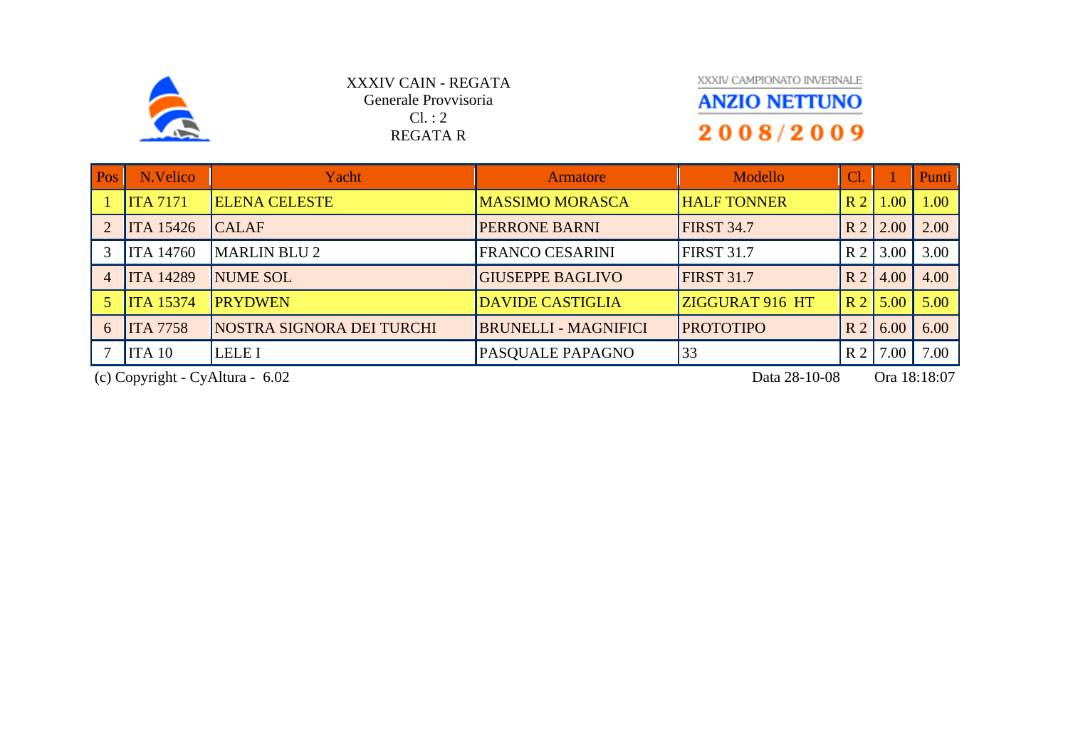XXXIV CAIN - REGATA
Generale Provvisoria
Cl. : 2
REGATA R

XXXIV CAMPIONATO INVERNALE
**ANZIO NETTUNO**
**2008/2009**

| Pos | N.Velico | Yacht | Armatore | Modello | Cl. | 1 | Punti |
|---|---|---|---|---|---|---|---|
| 1 | ITA 7171 | ELENA CELESTE | MASSIMO MORASCA | HALF TONNER | R 2 | 1.00 | 1.00 |
| 2 | ITA 15426 | CALAF | PERRONE BARNI | FIRST 34.7 | R 2 | 2.00 | 2.00 |
| 3 | ITA 14760 | MARLIN BLU 2 | FRANCO CESARINI | FIRST 31.7 | R 2 | 3.00 | 3.00 |
| 4 | ITA 14289 | NUME SOL | GIUSEPPE BAGLIVO | FIRST 31.7 | R 2 | 4.00 | 4.00 |
| 5 | ITA 15374 | PRYDWEN | DAVIDE CASTIGLIA | ZIGGURAT 916 HT | R 2 | 5.00 | 5.00 |
| 6 | ITA 7758 | NOSTRA SIGNORA DEI TURCHI | BRUNELLI - MAGNIFICI | PROTOTIPO | R 2 | 6.00 | 6.00 |
| 7 | ITA 10 | LELE I | PASQUALE PAPAGNO | 33 | R 2 | 7.00 | 7.00 |

(c) Copyright - CyAltura - 6.02 Data 28-10-08 Ora 18:18:07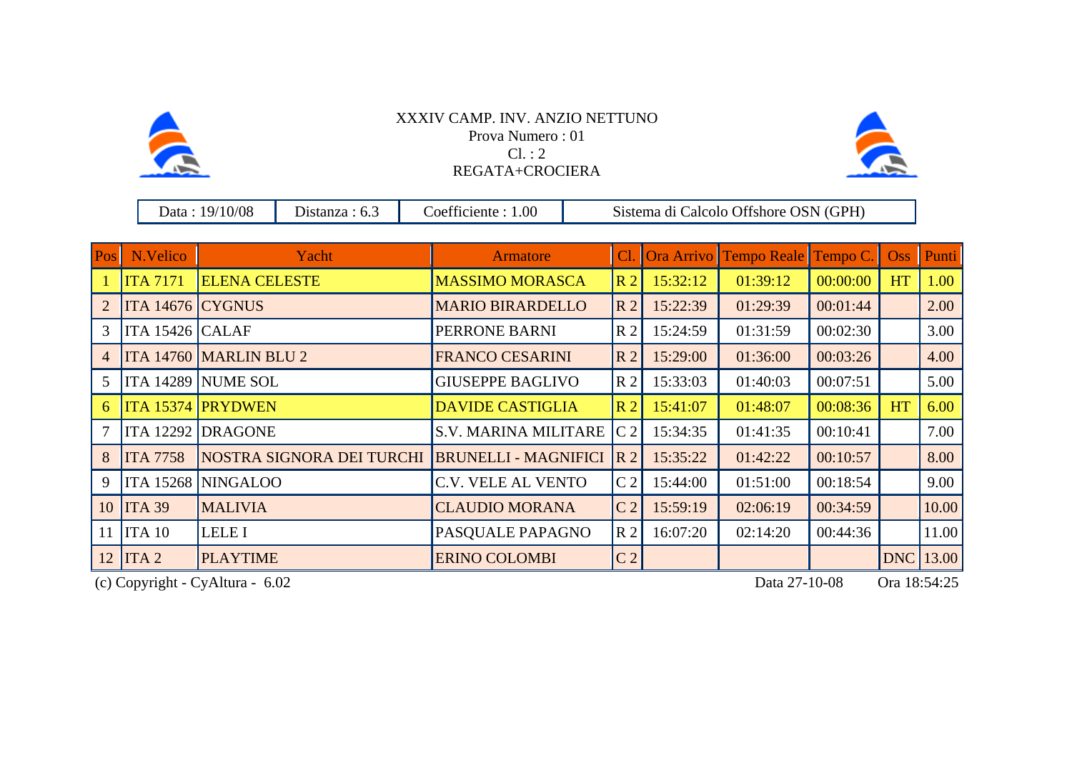XXXIV CAMP. INV. ANZIO NETTUNO
Prova Numero : 01
Cl. : 2
REGATA+CROCIERA

| Data : 19/10/08 | Distanza : 6.3 | Coefficiente : 1.00 | Sistema di Calcolo Offshore OSN (GPH) |
|---|---|---|---|

| Pos | N.Velico | Yacht | Armatore | Cl. | Ora Arrivo | Tempo Reale | Tempo C. | Oss | Punti |
|---|---|---|---|---|---|---|---|---|---|
| 1 | ITA 7171 | ELENA CELESTE | MASSIMO MORASCA | R 2 | 15:32:12 | 01:39:12 | 00:00:00 | HT | 1.00 |
| 2 | ITA 14676 | CYGNUS | MARIO BIRARDELLO | R 2 | 15:22:39 | 01:29:39 | 00:01:44 | | 2.00 |
| 3 | ITA 15426 | CALAF | PERRONE BARNI | R 2 | 15:24:59 | 01:31:59 | 00:02:30 | | 3.00 |
| 4 | ITA 14760 | MARLIN BLU 2 | FRANCO CESARINI | R 2 | 15:29:00 | 01:36:00 | 00:03:26 | | 4.00 |
| 5 | ITA 14289 | NUME SOL | GIUSEPPE BAGLIVO | R 2 | 15:33:03 | 01:40:03 | 00:07:51 | | 5.00 |
| 6 | ITA 15374 | PRYDWEN | DAVIDE CASTIGLIA | R 2 | 15:41:07 | 01:48:07 | 00:08:36 | HT | 6.00 |
| 7 | ITA 12292 | DRAGONE | S.V. MARINA MILITARE | C 2 | 15:34:35 | 01:41:35 | 00:10:41 | | 7.00 |
| 8 | ITA 7758 | NOSTRA SIGNORA DEI TURCHI | BRUNELLI - MAGNIFICI | R 2 | 15:35:22 | 01:42:22 | 00:10:57 | | 8.00 |
| 9 | ITA 15268 | NINGALOO | C.V. VELE AL VENTO | C 2 | 15:44:00 | 01:51:00 | 00:18:54 | | 9.00 |
| 10 | ITA 39 | MALIVIA | CLAUDIO MORANA | C 2 | 15:59:19 | 02:06:19 | 00:34:59 | | 10.00 |
| 11 | ITA 10 | LELE I | PASQUALE PAPAGNO | R 2 | 16:07:20 | 02:14:20 | 00:44:36 | | 11.00 |
| 12 | ITA 2 | PLAYTIME | ERINO COLOMBI | C 2 | | | | DNC | 13.00 |

(c) Copyright - CyAltura - 6.02 — Data 27-10-08 — Ora 18:54:25